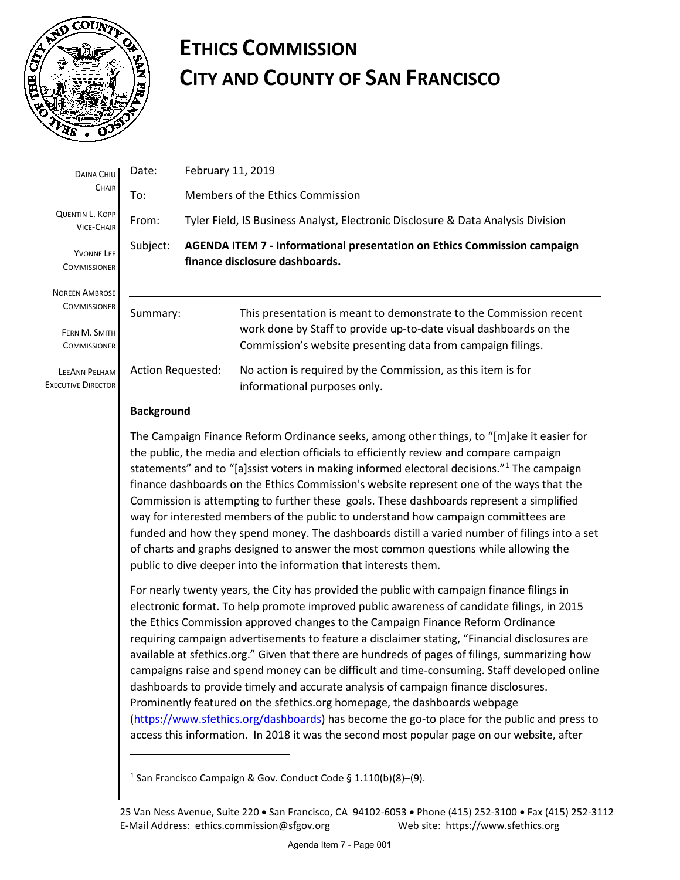# ETHICS COMMISSION
# CITY AND COUNTY OF SAN FRANCISCO

DAINA CHIU
CHAIR

QUENTIN L. KOPP
VICE-CHAIR

YVONNE LEE
COMMISSIONER

NOREEN AMBROSE
COMMISSIONER

FERN M. SMITH
COMMISSIONER

LEEANN PELHAM
EXECUTIVE DIRECTOR

Date: February 11, 2019

To: Members of the Ethics Commission

From: Tyler Field, IS Business Analyst, Electronic Disclosure & Data Analysis Division

Subject: **AGENDA ITEM 7 - Informational presentation on Ethics Commission campaign finance disclosure dashboards.**

---

Summary: This presentation is meant to demonstrate to the Commission recent work done by Staff to provide up-to-date visual dashboards on the Commission's website presenting data from campaign filings.

Action Requested: No action is required by the Commission, as this item is for informational purposes only.

**Background**

The Campaign Finance Reform Ordinance seeks, among other things, to "[m]ake it easier for the public, the media and election officials to efficiently review and compare campaign statements" and to "[a]ssist voters in making informed electoral decisions."[1] The campaign finance dashboards on the Ethics Commission's website represent one of the ways that the Commission is attempting to further these goals. These dashboards represent a simplified way for interested members of the public to understand how campaign committees are funded and how they spend money. The dashboards distill a varied number of filings into a set of charts and graphs designed to answer the most common questions while allowing the public to dive deeper into the information that interests them.

For nearly twenty years, the City has provided the public with campaign finance filings in electronic format. To help promote improved public awareness of candidate filings, in 2015 the Ethics Commission approved changes to the Campaign Finance Reform Ordinance requiring campaign advertisements to feature a disclaimer stating, "Financial disclosures are available at sfethics.org." Given that there are hundreds of pages of filings, summarizing how campaigns raise and spend money can be difficult and time-consuming. Staff developed online dashboards to provide timely and accurate analysis of campaign finance disclosures. Prominently featured on the sfethics.org homepage, the dashboards webpage (https://www.sfethics.org/dashboards) has become the go-to place for the public and press to access this information. In 2018 it was the second most popular page on our website, after

---

[1] San Francisco Campaign & Gov. Conduct Code § 1.110(b)(8)–(9).

25 Van Ness Avenue, Suite 220 • San Francisco, CA 94102-6053 • Phone (415) 252-3100 • Fax (415) 252-3112
E-Mail Address: ethics.commission@sfgov.org Web site: https://www.sfethics.org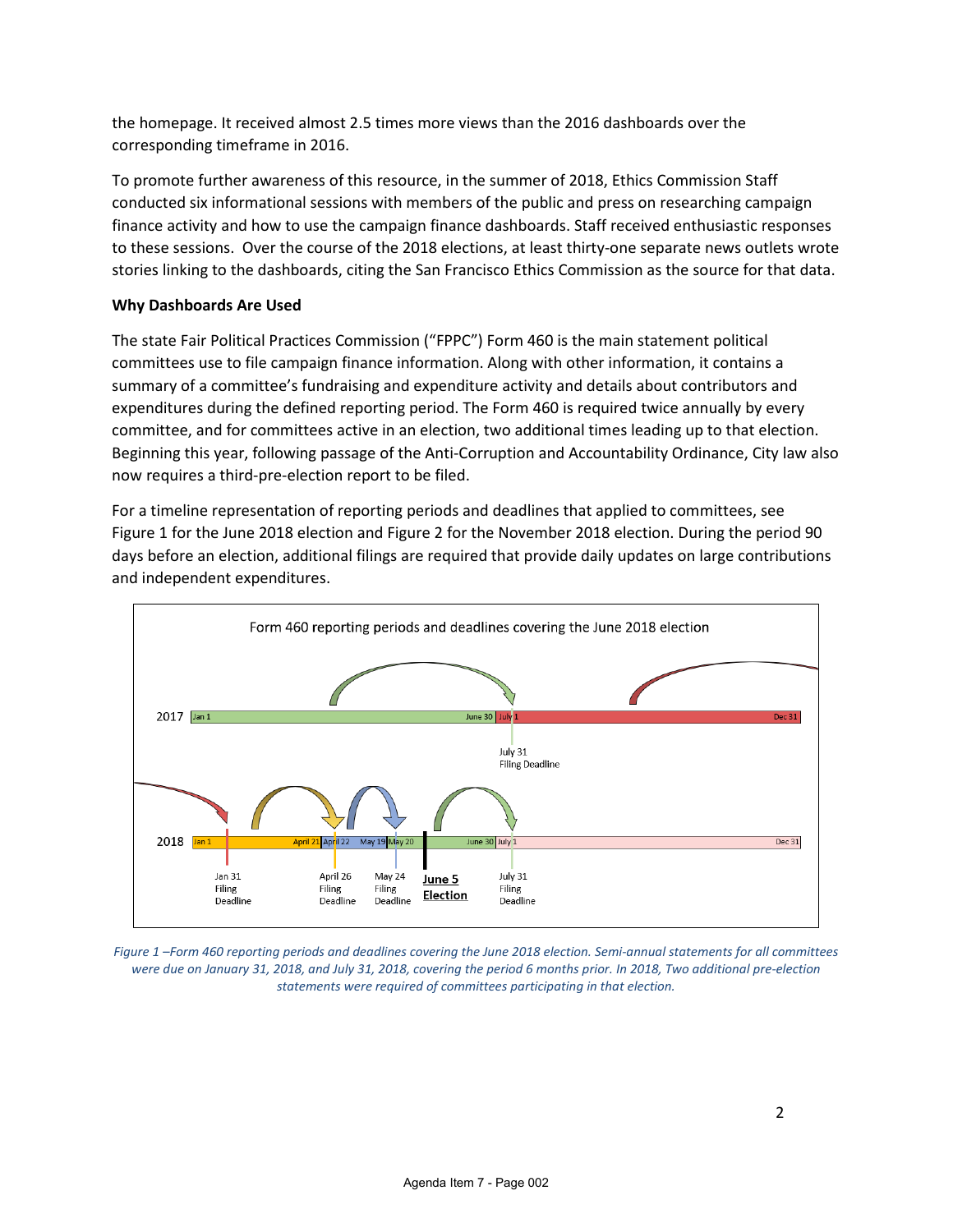the homepage. It received almost 2.5 times more views than the 2016 dashboards over the corresponding timeframe in 2016.

To promote further awareness of this resource, in the summer of 2018, Ethics Commission Staff conducted six informational sessions with members of the public and press on researching campaign finance activity and how to use the campaign finance dashboards. Staff received enthusiastic responses to these sessions. Over the course of the 2018 elections, at least thirty-one separate news outlets wrote stories linking to the dashboards, citing the San Francisco Ethics Commission as the source for that data.

**Why Dashboards Are Used**

The state Fair Political Practices Commission ("FPPC") Form 460 is the main statement political committees use to file campaign finance information. Along with other information, it contains a summary of a committee's fundraising and expenditure activity and details about contributors and expenditures during the defined reporting period. The Form 460 is required twice annually by every committee, and for committees active in an election, two additional times leading up to that election. Beginning this year, following passage of the Anti-Corruption and Accountability Ordinance, City law also now requires a third-pre-election report to be filed.

For a timeline representation of reporting periods and deadlines that applied to committees, see Figure 1 for the June 2018 election and Figure 2 for the November 2018 election. During the period 90 days before an election, additional filings are required that provide daily updates on large contributions and independent expenditures.

Form 460 reporting periods and deadlines covering the June 2018 election

2017: Jan 1 – June 30 | July 1 – Dec 31; July 31 Filing Deadline

2018: Jan 1 – April 21 | April 22 – May 19 | May 20 – June 30 | July 1 – Dec 31; Jan 31 Filing Deadline; April 26 Filing Deadline; May 24 Filing Deadline; **June 5 Election**; July 31 Filing Deadline

*Figure 1 –Form 460 reporting periods and deadlines covering the June 2018 election. Semi-annual statements for all committees were due on January 31, 2018, and July 31, 2018, covering the period 6 months prior. In 2018, Two additional pre-election statements were required of committees participating in that election.*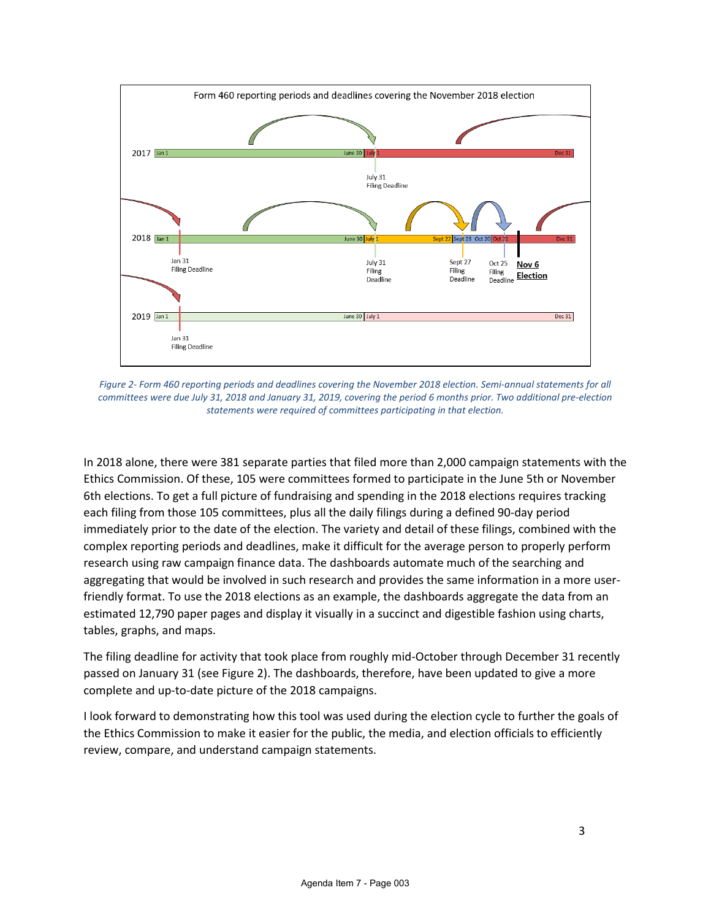Form 460 reporting periods and deadlines covering the November 2018 election

2017 Jan 1 June 30 July 1 Dec 31

July 31
Filing Deadline

2018 Jan 1 June 30 July 1 Sept 22 Sept 23 Oct 20 Oct 21 Dec 31

Jan 31
Filing Deadline

July 31
Filing
Deadline

Sept 27
Filing
Deadline

Oct 25
Filing
Deadline

**Nov 6**
**Election**

2019 Jan 1 June 30 July 1 Dec 31

Jan 31
Filing Deadline

*Figure 2- Form 460 reporting periods and deadlines covering the November 2018 election. Semi-annual statements for all committees were due July 31, 2018 and January 31, 2019, covering the period 6 months prior. Two additional pre-election statements were required of committees participating in that election.*

In 2018 alone, there were 381 separate parties that filed more than 2,000 campaign statements with the Ethics Commission. Of these, 105 were committees formed to participate in the June 5th or November 6th elections. To get a full picture of fundraising and spending in the 2018 elections requires tracking each filing from those 105 committees, plus all the daily filings during a defined 90-day period immediately prior to the date of the election. The variety and detail of these filings, combined with the complex reporting periods and deadlines, make it difficult for the average person to properly perform research using raw campaign finance data. The dashboards automate much of the searching and aggregating that would be involved in such research and provides the same information in a more user-friendly format. To use the 2018 elections as an example, the dashboards aggregate the data from an estimated 12,790 paper pages and display it visually in a succinct and digestible fashion using charts, tables, graphs, and maps.

The filing deadline for activity that took place from roughly mid-October through December 31 recently passed on January 31 (see Figure 2). The dashboards, therefore, have been updated to give a more complete and up-to-date picture of the 2018 campaigns.

I look forward to demonstrating how this tool was used during the election cycle to further the goals of the Ethics Commission to make it easier for the public, the media, and election officials to efficiently review, compare, and understand campaign statements.